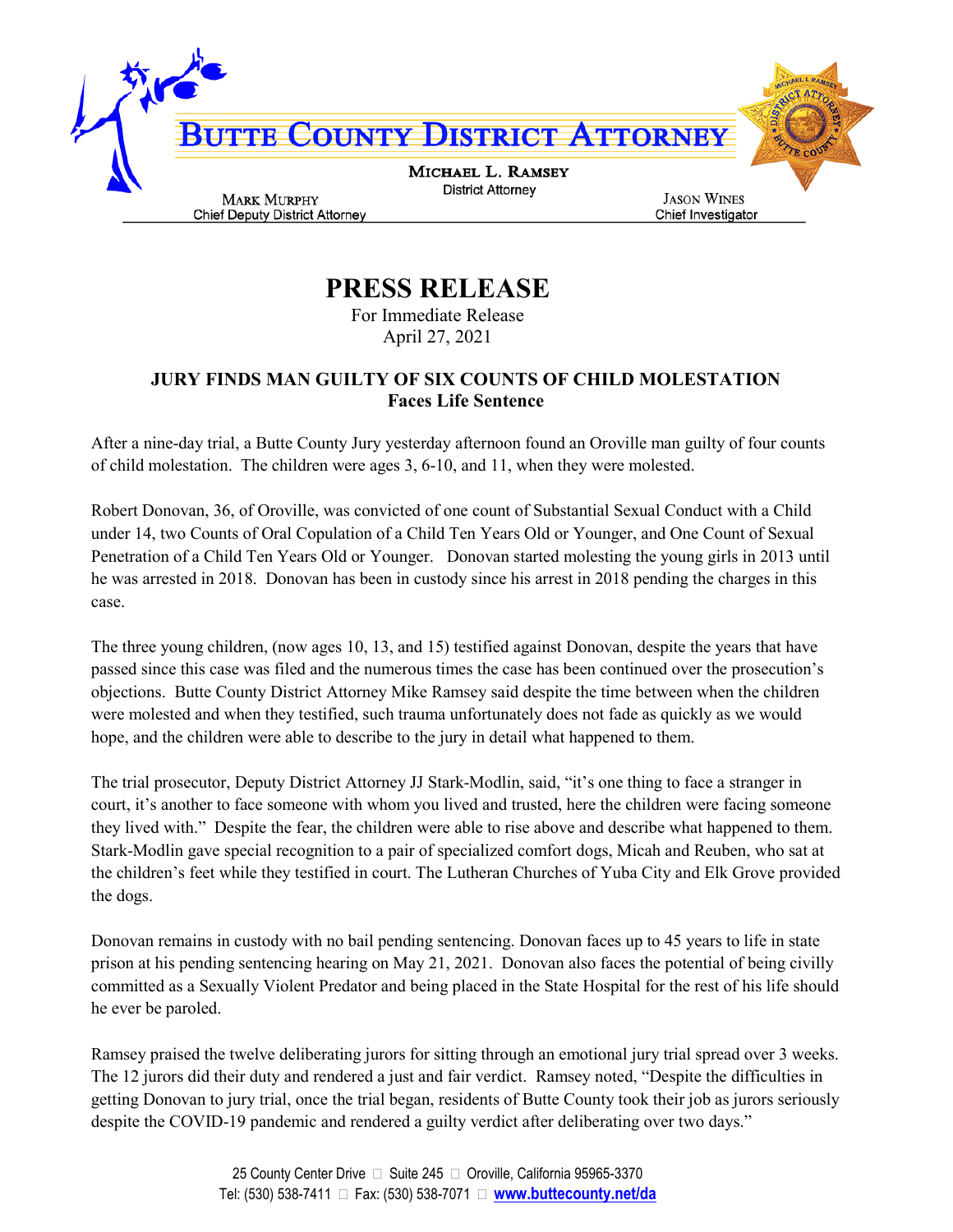# BUTTE COUNTY DISTRICT ATTORNEY

**MICHAEL L. RAMSEY**
District Attorney

**MARK MURPHY**
Chief Deputy District Attorney

**JASON WINES**
Chief Investigator

# PRESS RELEASE

For Immediate Release
April 27, 2021

## JURY FINDS MAN GUILTY OF SIX COUNTS OF CHILD MOLESTATION
**Faces Life Sentence**

After a nine-day trial, a Butte County Jury yesterday afternoon found an Oroville man guilty of four counts of child molestation. The children were ages 3, 6-10, and 11, when they were molested.

Robert Donovan, 36, of Oroville, was convicted of one count of Substantial Sexual Conduct with a Child under 14, two Counts of Oral Copulation of a Child Ten Years Old or Younger, and One Count of Sexual Penetration of a Child Ten Years Old or Younger. Donovan started molesting the young girls in 2013 until he was arrested in 2018. Donovan has been in custody since his arrest in 2018 pending the charges in this case.

The three young children, (now ages 10, 13, and 15) testified against Donovan, despite the years that have passed since this case was filed and the numerous times the case has been continued over the prosecution's objections. Butte County District Attorney Mike Ramsey said despite the time between when the children were molested and when they testified, such trauma unfortunately does not fade as quickly as we would hope, and the children were able to describe to the jury in detail what happened to them.

The trial prosecutor, Deputy District Attorney JJ Stark-Modlin, said, "it's one thing to face a stranger in court, it's another to face someone with whom you lived and trusted, here the children were facing someone they lived with." Despite the fear, the children were able to rise above and describe what happened to them. Stark-Modlin gave special recognition to a pair of specialized comfort dogs, Micah and Reuben, who sat at the children's feet while they testified in court. The Lutheran Churches of Yuba City and Elk Grove provided the dogs.

Donovan remains in custody with no bail pending sentencing. Donovan faces up to 45 years to life in state prison at his pending sentencing hearing on May 21, 2021. Donovan also faces the potential of being civilly committed as a Sexually Violent Predator and being placed in the State Hospital for the rest of his life should he ever be paroled.

Ramsey praised the twelve deliberating jurors for sitting through an emotional jury trial spread over 3 weeks. The 12 jurors did their duty and rendered a just and fair verdict. Ramsey noted, "Despite the difficulties in getting Donovan to jury trial, once the trial began, residents of Butte County took their job as jurors seriously despite the COVID-19 pandemic and rendered a guilty verdict after deliberating over two days."

25 County Center Drive • Suite 245 • Oroville, California 95965-3370
Tel: (530) 538-7411 • Fax: (530) 538-7071 • www.buttecounty.net/da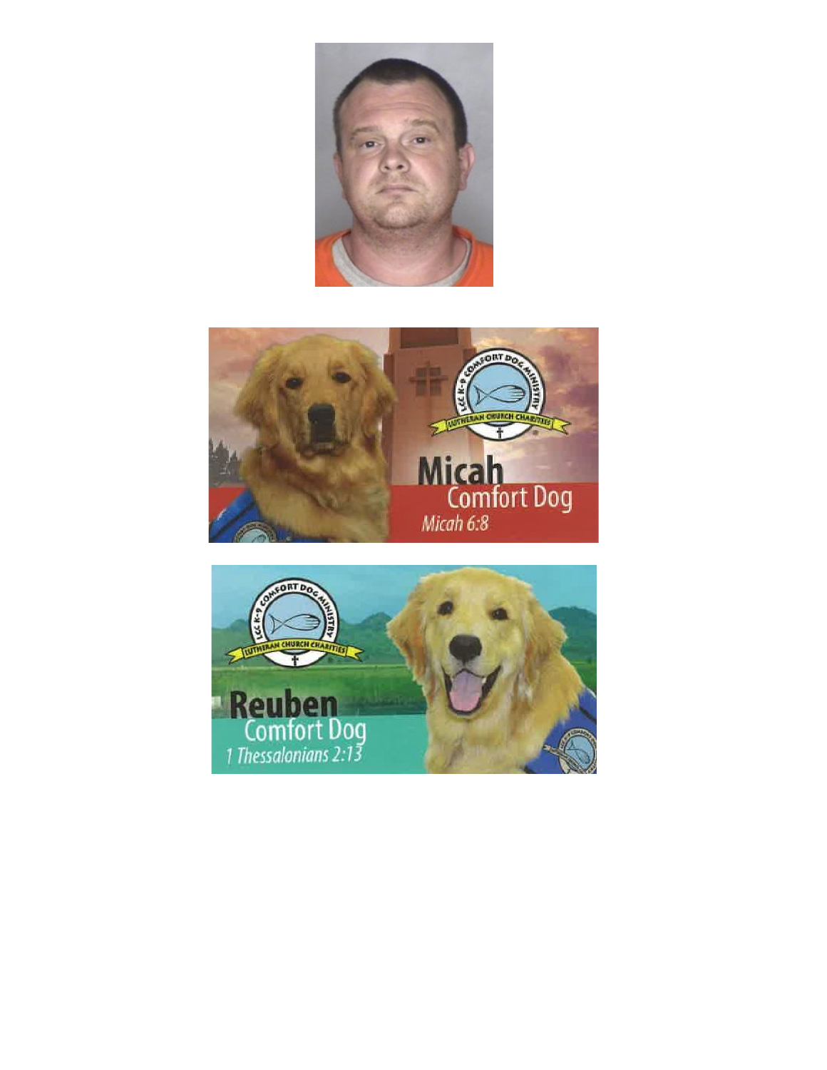LCC K-9 COMFORT DOG MINISTRY

LUTHERAN CHURCH CHARITIES

Micah

Comfort Dog

*Micah 6:8*

LCC K-9 COMFORT DOG MINISTRY

LUTHERAN CHURCH CHARITIES

Reuben

Comfort Dog

*1 Thessalonians 2:13*